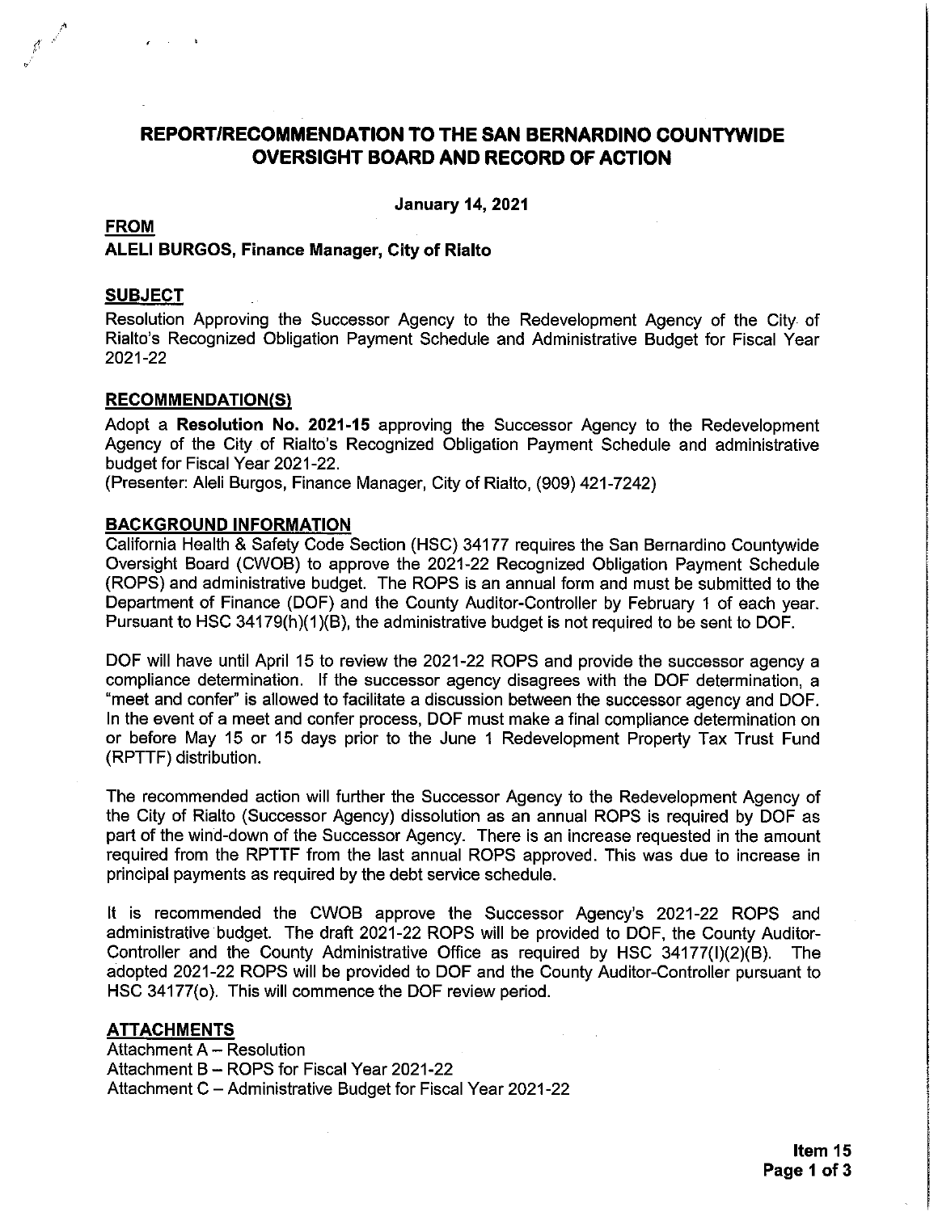# REPORT/RECOMMENDATION TO THE SAN BERNARDINO COUNTYWIDE OVERSIGHT BOARD AND RECORD OF ACTION

**January 14, 2021**

**FROM**

**ALELI BURGOS, Finance Manager, City of Rialto**

## SUBJECT

Resolution Approving the Successor Agency to the Redevelopment Agency of the City of Rialto's Recognized Obligation Payment Schedule and Administrative Budget for Fiscal Year 2021-22

## RECOMMENDATION(S)

Adopt a **Resolution No. 2021-15** approving the Successor Agency to the Redevelopment Agency of the City of Rialto's Recognized Obligation Payment Schedule and administrative budget for Fiscal Year 2021-22.
(Presenter: Aleli Burgos, Finance Manager, City of Rialto, (909) 421-7242)

## BACKGROUND INFORMATION

California Health & Safety Code Section (HSC) 34177 requires the San Bernardino Countywide Oversight Board (CWOB) to approve the 2021-22 Recognized Obligation Payment Schedule (ROPS) and administrative budget. The ROPS is an annual form and must be submitted to the Department of Finance (DOF) and the County Auditor-Controller by February 1 of each year. Pursuant to HSC 34179(h)(1)(B), the administrative budget is not required to be sent to DOF.

DOF will have until April 15 to review the 2021-22 ROPS and provide the successor agency a compliance determination. If the successor agency disagrees with the DOF determination, a "meet and confer" is allowed to facilitate a discussion between the successor agency and DOF. In the event of a meet and confer process, DOF must make a final compliance determination on or before May 15 or 15 days prior to the June 1 Redevelopment Property Tax Trust Fund (RPTTF) distribution.

The recommended action will further the Successor Agency to the Redevelopment Agency of the City of Rialto (Successor Agency) dissolution as an annual ROPS is required by DOF as part of the wind-down of the Successor Agency. There is an increase requested in the amount required from the RPTTF from the last annual ROPS approved. This was due to increase in principal payments as required by the debt service schedule.

It is recommended the CWOB approve the Successor Agency's 2021-22 ROPS and administrative budget. The draft 2021-22 ROPS will be provided to DOF, the County Auditor-Controller and the County Administrative Office as required by HSC 34177(l)(2)(B). The adopted 2021-22 ROPS will be provided to DOF and the County Auditor-Controller pursuant to HSC 34177(o). This will commence the DOF review period.

## ATTACHMENTS

Attachment A – Resolution
Attachment B – ROPS for Fiscal Year 2021-22
Attachment C – Administrative Budget for Fiscal Year 2021-22

**Item 15**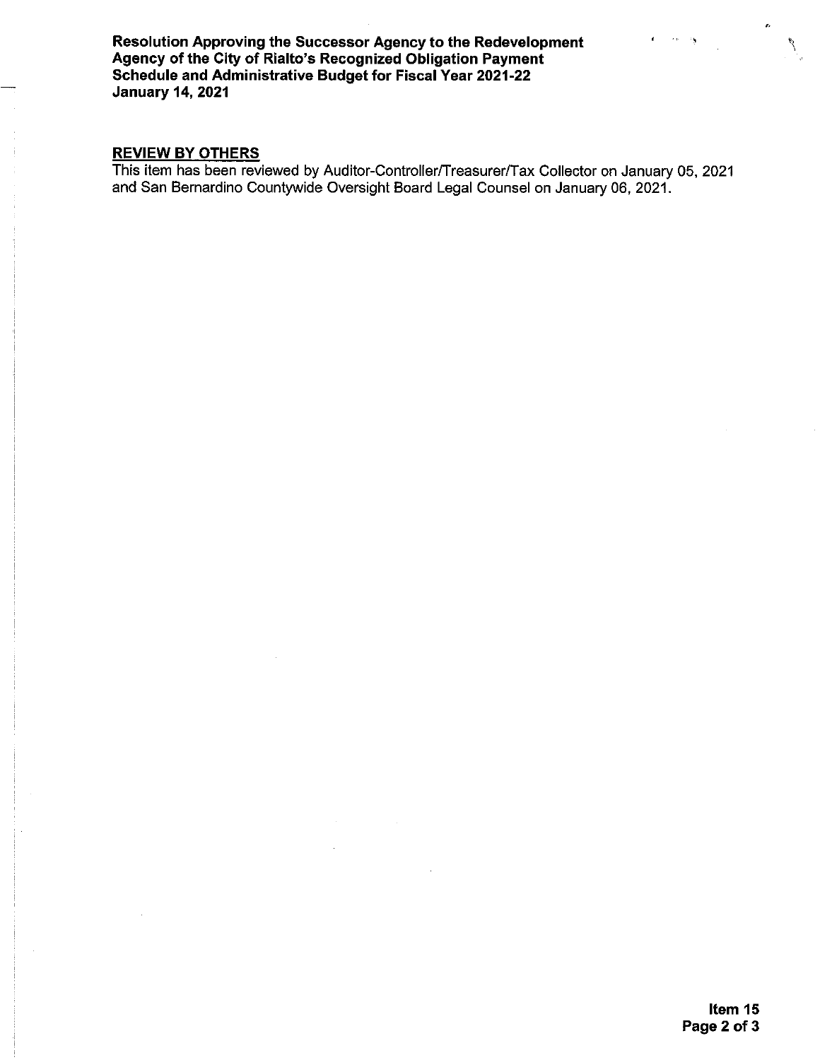## REVIEW BY OTHERS

This item has been reviewed by Auditor-Controller/Treasurer/Tax Collector on January 05, 2021 and San Bernardino Countywide Oversight Board Legal Counsel on January 06, 2021.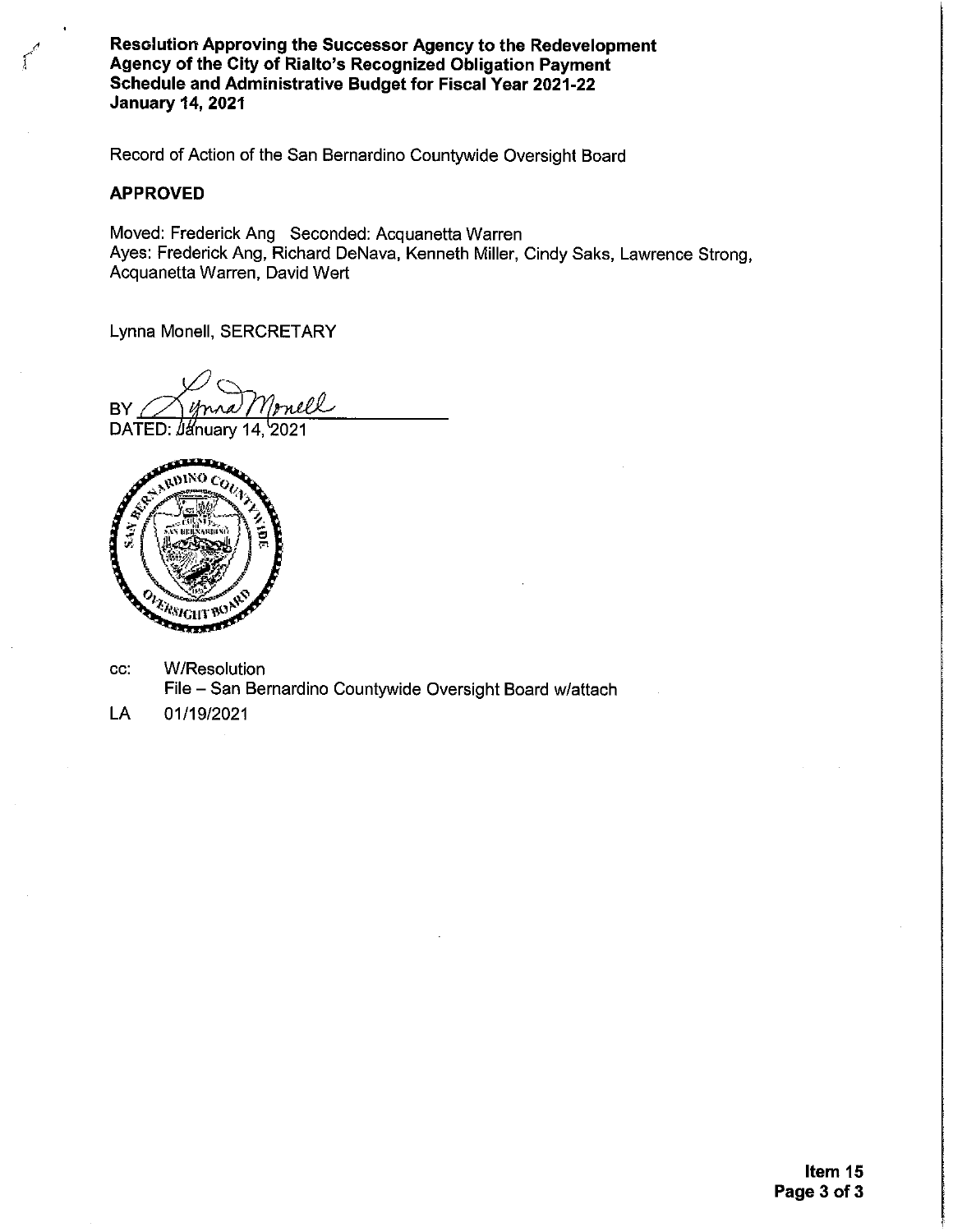**Resolution Approving the Successor Agency to the Redevelopment Agency of the City of Rialto's Recognized Obligation Payment Schedule and Administrative Budget for Fiscal Year 2021-22**
**January 14, 2021**

Record of Action of the San Bernardino Countywide Oversight Board

**APPROVED**

Moved: Frederick Ang Seconded: Acquanetta Warren
Ayes: Frederick Ang, Richard DeNava, Kenneth Miller, Cindy Saks, Lawrence Strong, Acquanetta Warren, David Wert

Lynna Monell, SERCRETARY

BY Lynna Monell
DATED: January 14, 2021

cc: W/Resolution
File – San Bernardino Countywide Oversight Board w/attach

LA 01/19/2021

**Item 15**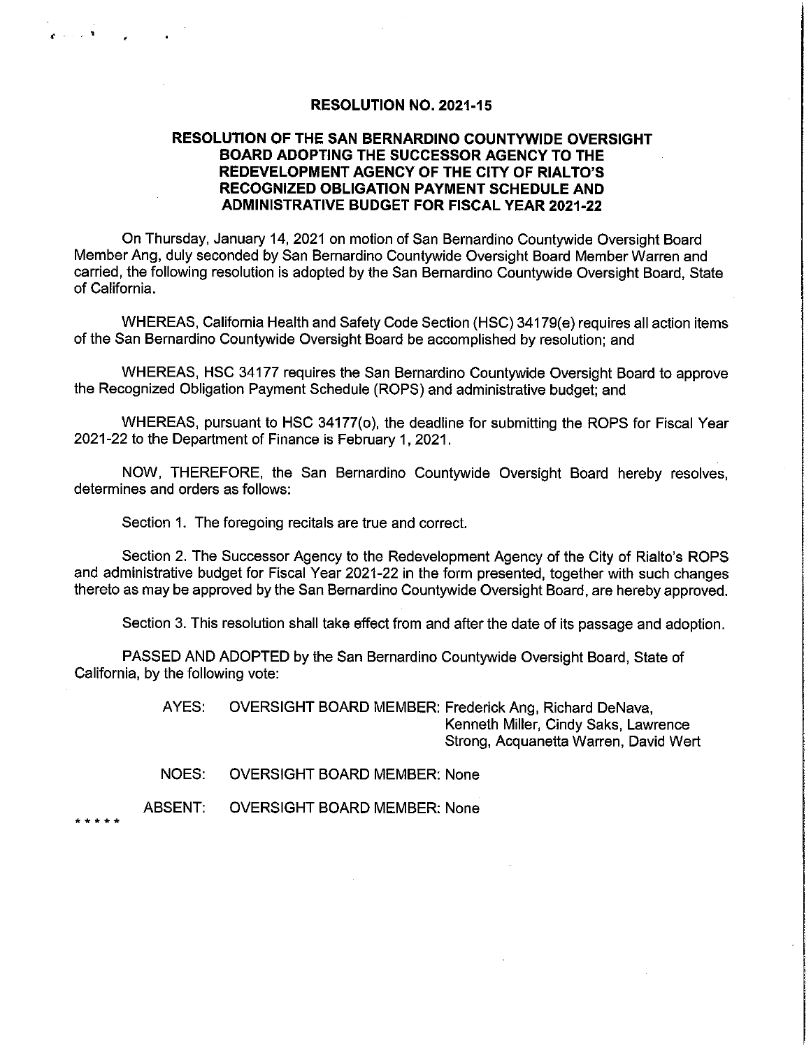# RESOLUTION NO. 2021-15

## RESOLUTION OF THE SAN BERNARDINO COUNTYWIDE OVERSIGHT BOARD ADOPTING THE SUCCESSOR AGENCY TO THE REDEVELOPMENT AGENCY OF THE CITY OF RIALTO'S RECOGNIZED OBLIGATION PAYMENT SCHEDULE AND ADMINISTRATIVE BUDGET FOR FISCAL YEAR 2021-22

On Thursday, January 14, 2021 on motion of San Bernardino Countywide Oversight Board Member Ang, duly seconded by San Bernardino Countywide Oversight Board Member Warren and carried, the following resolution is adopted by the San Bernardino Countywide Oversight Board, State of California.

WHEREAS, California Health and Safety Code Section (HSC) 34179(e) requires all action items of the San Bernardino Countywide Oversight Board be accomplished by resolution; and

WHEREAS, HSC 34177 requires the San Bernardino Countywide Oversight Board to approve the Recognized Obligation Payment Schedule (ROPS) and administrative budget; and

WHEREAS, pursuant to HSC 34177(o), the deadline for submitting the ROPS for Fiscal Year 2021-22 to the Department of Finance is February 1, 2021.

NOW, THEREFORE, the San Bernardino Countywide Oversight Board hereby resolves, determines and orders as follows:

Section 1. The foregoing recitals are true and correct.

Section 2. The Successor Agency to the Redevelopment Agency of the City of Rialto's ROPS and administrative budget for Fiscal Year 2021-22 in the form presented, together with such changes thereto as may be approved by the San Bernardino Countywide Oversight Board, are hereby approved.

Section 3. This resolution shall take effect from and after the date of its passage and adoption.

PASSED AND ADOPTED by the San Bernardino Countywide Oversight Board, State of California, by the following vote:

AYES: OVERSIGHT BOARD MEMBER: Frederick Ang, Richard DeNava, Kenneth Miller, Cindy Saks, Lawrence Strong, Acquanetta Warren, David Wert

NOES: OVERSIGHT BOARD MEMBER: None

ABSENT: OVERSIGHT BOARD MEMBER: None

* * * * *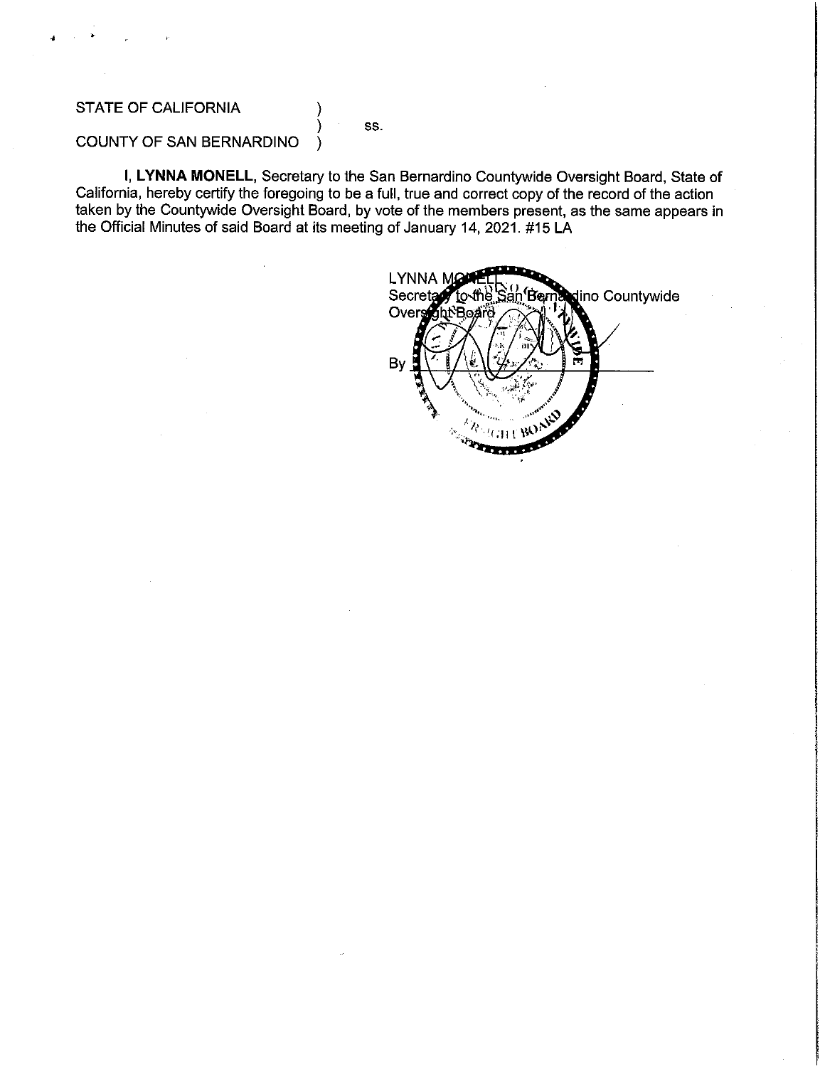STATE OF CALIFORNIA )
) ss.
COUNTY OF SAN BERNARDINO )

I, **LYNNA MONELL**, Secretary to the San Bernardino Countywide Oversight Board, State of California, hereby certify the foregoing to be a full, true and correct copy of the record of the action taken by the Countywide Oversight Board, by vote of the members present, as the same appears in the Official Minutes of said Board at its meeting of January 14, 2021. #15 LA

LYNNA MONELL
Secretary to the San Bernardino Countywide Oversight Board

By ______________________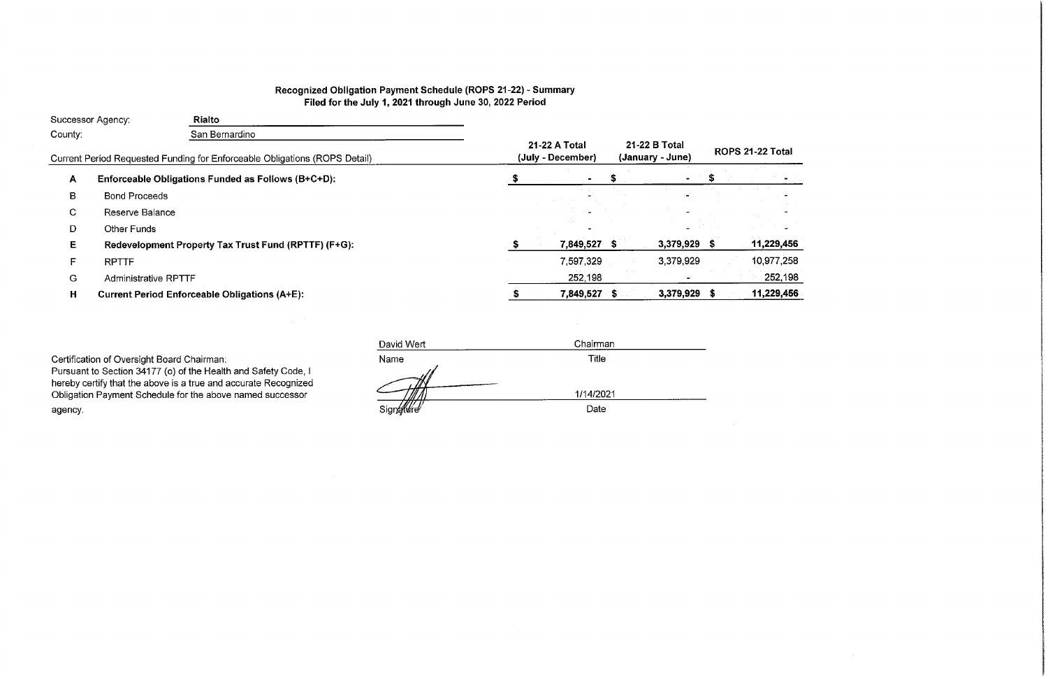**Recognized Obligation Payment Schedule (ROPS 21-22) - Summary**
**Filed for the July 1, 2021 through June 30, 2022 Period**

Successor Agency: **Rialto**

County: San Bernardino

| | Current Period Requested Funding for Enforceable Obligations (ROPS Detail) | 21-22 A Total (July - December) | 21-22 B Total (January - June) | ROPS 21-22 Total |
|---|---|---|---|---|
| **A** | **Enforceable Obligations Funded as Follows (B+C+D):** | **$ -** | **$ -** | **$ -** |
| B | Bond Proceeds | - | - | - |
| C | Reserve Balance | - | - | - |
| D | Other Funds | - | - | - |
| **E** | **Redevelopment Property Tax Trust Fund (RPTTF) (F+G):** | **$ 7,849,527** | **$ 3,379,929** | **$ 11,229,456** |
| F | RPTTF | 7,597,329 | 3,379,929 | 10,977,258 |
| G | Administrative RPTTF | 252,198 | - | 252,198 |
| **H** | **Current Period Enforceable Obligations (A+E):** | **$ 7,849,527** | **$ 3,379,929** | **$ 11,229,456** |

Certification of Oversight Board Chairman:
Pursuant to Section 34177 (o) of the Health and Safety Code, I hereby certify that the above is a true and accurate Recognized Obligation Payment Schedule for the above named successor agency.

| David Wert | Chairman |
|---|---|
| Name | Title |
| (signature) | 1/14/2021 |
| Signature | Date |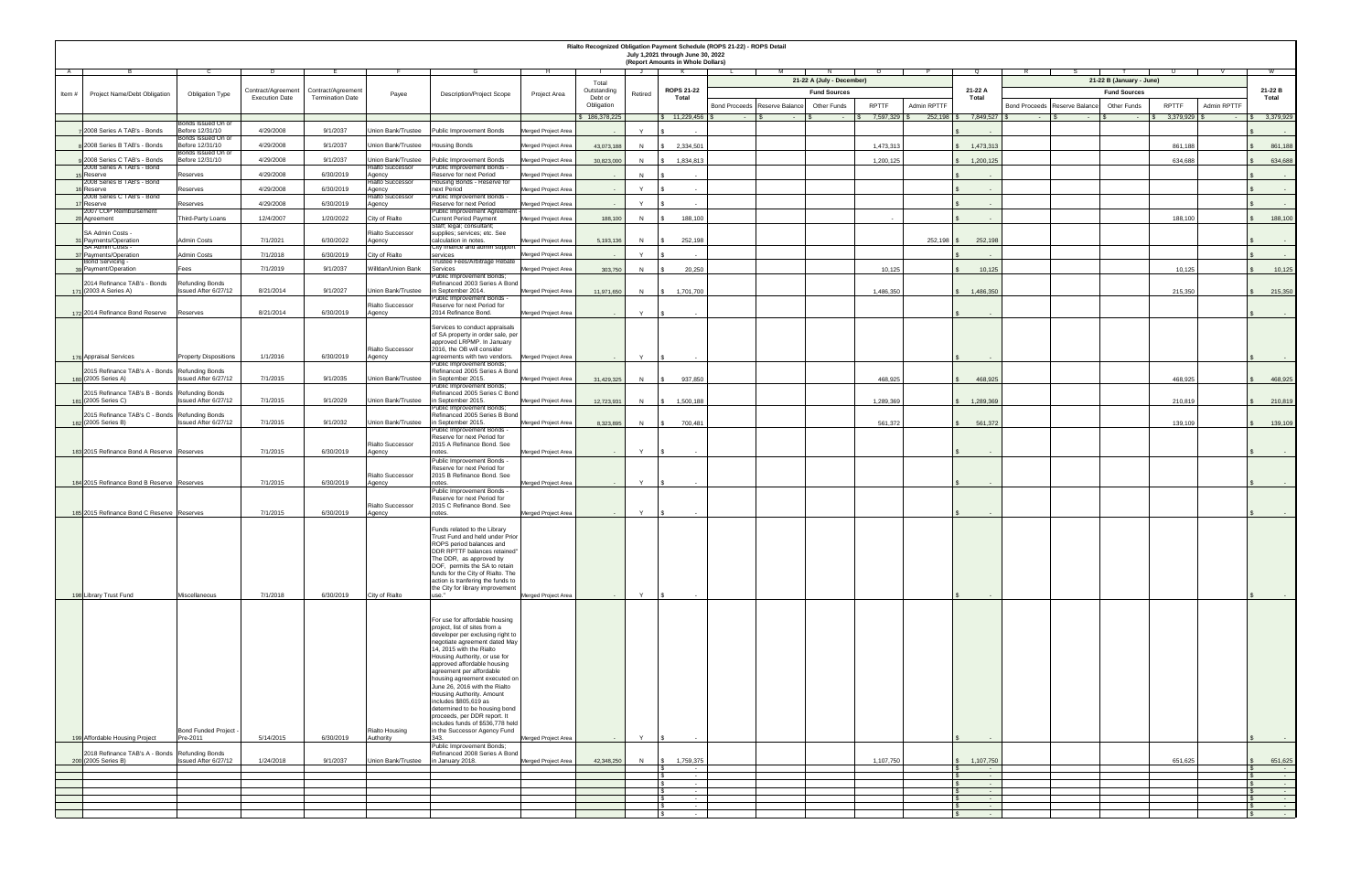# Rialto Recognized Obligation Payment Schedule (ROPS 21-22) - ROPS Detail
## July 1,2021 through June 30, 2022
## (Report Amounts in Whole Dollars)

| A | B | C | D | E | F | G | H | I | J | K | L | M | N | O | P | Q | R | S | T | U | V | W |
|---|---|---|---|---|---|---|---|---|---|---|---|---|---|---|---|---|---|---|---|---|---|---|
| | | | | | | | | | | | 21-22 A (July - December) | | | | | | 21-22 B (January - June) | | | | | |
| | | | | | | | | | | | Fund Sources | | | | | | Fund Sources | | | | | |
| Item # | Project Name/Debt Obligation | Obligation Type | Contract/Agreement Execution Date | Contract/Agreement Termination Date | Payee | Description/Project Scope | Project Area | Total Outstanding Debt or Obligation | Retired | ROPS 21-22 Total | Bond Proceeds | Reserve Balance | Other Funds | RPTTF | Admin RPTTF | 21-22 A Total | Bond Proceeds | Reserve Balance | Other Funds | RPTTF | Admin RPTTF | 21-22 B Total |
| | | | | | | | | $ 186,378,225 | | $ 11,229,456 | $ - | $ - | $ - | $ 7,597,329 | $ 252,198 | $ 7,849,527 | $ - | $ - | $ - | $ 3,379,929 | $ - | $ 3,379,929 |
| 7 | 2008 Series A TAB's - Bonds | Bonds Issued On or Before 12/31/10 | 4/29/2008 | 9/1/2037 | Union Bank/Trustee | Public Improvement Bonds | Merged Project Area | - | Y | $ - | | | | | | $ - | | | | | | $ - |
| 8 | 2008 Series B TAB's - Bonds | Bonds Issued On or Before 12/31/10 | 4/29/2008 | 9/1/2037 | Union Bank/Trustee | Housing Bonds | Merged Project Area | 43,073,188 | N | $ 2,334,501 | | | | 1,473,313 | | $ 1,473,313 | | | | 861,188 | | $ 861,188 |
| 9 | 2008 Series C TAB's - Bonds | Bonds Issued On or Before 12/31/10 | 4/29/2008 | 9/1/2037 | Union Bank/Trustee | Public Improvement Bonds | Merged Project Area | 30,823,000 | N | $ 1,834,813 | | | | 1,200,125 | | $ 1,200,125 | | | | 634,688 | | $ 634,688 |
| 15 | 2008 Series A TAB's - Bond Reserve | Reserves | 4/29/2008 | 6/30/2019 | Rialto Successor Agency | Public Improvement Bonds - Reserve for next Period | Merged Project Area | - | N | $ - | | | | | | $ - | | | | | | $ - |
| 16 | 2008 Series B TAB's - Bond Reserve | Reserves | 4/29/2008 | 6/30/2019 | Rialto Successor Agency | Housing Bonds - Reserve for next Period | Merged Project Area | - | Y | $ - | | | | | | $ - | | | | | | $ - |
| 17 | 2008 Series C TAB's - Bond Reserve | Reserves | 4/29/2008 | 6/30/2019 | Rialto Successor Agency | Public Improvement Bonds - Reserve for next Period | Merged Project Area | - | Y | $ - | | | | | | $ - | | | | | | $ - |
| 20 | 2007 COP Reimbursement Agreement | Third-Party Loans | 12/4/2007 | 1/20/2022 | City of Rialto | Public Improvement Agreement - Current Period Payment | Merged Project Area | 188,100 | N | $ 188,100 | | | | - | | $ - | | | | 188,100 | | $ 188,100 |
| 31 | SA Admin Costs - Payments/Operation | Admin Costs | 7/1/2021 | 6/30/2022 | Rialto Successor Agency | Staff, legal, consultant, supplies; services; etc. See calculation in notes. | Merged Project Area | 5,193,136 | N | $ 252,198 | | | | | 252,198 | $ 252,198 | | | | | | $ - |
| 37 | SA Admin Costs - Payments/Operation | Admin Costs | 7/1/2018 | 6/30/2019 | City of Rialto | City Indirect and admin support services | Merged Project Area | - | Y | $ - | | | | | | $ - | | | | | | $ - |
| 39 | Bond Servicing - Payment/Operation | Fees | 7/1/2019 | 9/1/2037 | Willdan/Union Bank | Trustee Fees/Arbitrage Rebate Services | Merged Project Area | 303,750 | N | $ 20,250 | | | | 10,125 | | $ 10,125 | | | | 10,125 | | $ 10,125 |
| 171 | 2014 Refinance TAB's - Bonds (2003 A Series A) | Refunding Bonds Issued After 6/27/12 | 8/21/2014 | 9/1/2027 | Union Bank/Trustee | Public Improvement Bonds; Refinanced 2003 Series A Bond in September 2014. | Merged Project Area | 11,971,650 | N | $ 1,701,700 | | | | 1,486,350 | | $ 1,486,350 | | | | 215,350 | | $ 215,350 |
| 172 | 2014 Refinance Bond Reserve | Reserves | 8/21/2014 | 6/30/2019 | Rialto Successor Agency | Public Improvement Bonds - Reserve for next Period for 2014 Refinance Bond. | Merged Project Area | - | Y | $ - | | | | | | $ - | | | | | | $ - |
| 176 | Appraisal Services | Property Dispositions | 1/1/2016 | 6/30/2019 | Rialto Successor Agency | Services to conduct appraisals of SA property in order sale, per approved LRPMP. In January 2016, the OB will consider agreements with two vendors. | Merged Project Area | - | Y | $ - | | | | | | $ - | | | | | | $ - |
| 180 | 2015 Refinance TAB's A - Bonds (2005 Series A) | Refunding Bonds Issued After 6/27/12 | 7/1/2015 | 9/1/2035 | Union Bank/Trustee | Public Improvement Bonds; Refinanced 2005 Series A Bond in September 2015. | Merged Project Area | 31,429,325 | N | $ 937,850 | | | | 468,925 | | $ 468,925 | | | | 468,925 | | $ 468,925 |
| 181 | 2015 Refinance TAB's B - Bonds (2005 Series C) | Refunding Bonds Issued After 6/27/12 | 7/1/2015 | 9/1/2029 | Union Bank/Trustee | Public Improvement Bonds; Refinanced 2005 Series C Bond in September 2015. | Merged Project Area | 12,723,931 | N | $ 1,500,188 | | | | 1,289,369 | | $ 1,289,369 | | | | 210,819 | | $ 210,819 |
| 182 | 2015 Refinance TAB's C - Bonds (2005 Series B) | Refunding Bonds Issued After 6/27/12 | 7/1/2015 | 9/1/2032 | Union Bank/Trustee | Public Improvement Bonds; Refinanced 2005 Series B Bond in September 2015. | Merged Project Area | 8,323,895 | N | $ 700,481 | | | | 561,372 | | $ 561,372 | | | | 139,109 | | $ 139,109 |
| 183 | 2015 Refinance Bond A Reserve | Reserves | 7/1/2015 | 6/30/2019 | Rialto Successor Agency | Public Improvement Bonds - Reserve for next Period for 2015 A Refinance Bond. See notes. | Merged Project Area | - | Y | $ - | | | | | | $ - | | | | | | $ - |
| 184 | 2015 Refinance Bond B Reserve | Reserves | 7/1/2015 | 6/30/2019 | Rialto Successor Agency | Public Improvement Bonds - Reserve for next Period for 2015 B Refinance Bond. See notes. | Merged Project Area | - | Y | $ - | | | | | | $ - | | | | | | $ - |
| 185 | 2015 Refinance Bond C Reserve | Reserves | 7/1/2015 | 6/30/2019 | Rialto Successor Agency | Public Improvement Bonds - Reserve for next Period for 2015 C Refinance Bond. See notes. | Merged Project Area | - | Y | $ - | | | | | | $ - | | | | | | $ - |
| 198 | Library Trust Fund | Miscellaneous | 7/1/2018 | 6/30/2019 | City of Rialto | Funds related to the Library Trust Fund and held under Prior ROPS period balances and DDR RPTTF balances retained" The DDR, as approved by DOF, permits the SA to retain funds for the City of Rialto. The action is tranfering the funds to the City for library improvement use." | Merged Project Area | - | Y | $ - | | | | | | $ - | | | | | | $ - |
| 199 | Affordable Housing Project | Bond Funded Project - Pre-2011 | 5/14/2015 | 6/30/2019 | Rialto Housing Authority | For use for affordable housing project, list of sites from a developer per exclusing right to negotiate agreement dated May 14, 2015 with the Rialto Housing Authority, or use for approved affordable housing agreement per affordable housing agreement executed on June 26, 2016 with the Rialto Housing Authority. Amount includes $805,619 as determined to be housing bond proceeds, per DDR report. It includes funds of $536,778 held in the Successor Agency Fund 343. | Merged Project Area | - | Y | $ - | | | | | | $ - | | | | | | $ - |
| 200 | 2018 Refinance TAB's A - Bonds (2005 Series B) | Refunding Bonds Issued After 6/27/12 | 1/24/2018 | 9/1/2037 | Union Bank/Trustee | Public Improvement Bonds; Refinanced 2008 Series A Bond in January 2018. | Merged Project Area | 42,348,250 | N | $ 1,759,375 | | | | 1,107,750 | | $ 1,107,750 | | | | 651,625 | | $ 651,625 |
| | | | | | | | | | | $ - | | | | | | $ - | | | | | | $ - |
| | | | | | | | | | | $ - | | | | | | $ - | | | | | | $ - |
| | | | | | | | | | | $ - | | | | | | $ - | | | | | | $ - |
| | | | | | | | | | | $ - | | | | | | $ - | | | | | | $ - |
| | | | | | | | | | | $ - | | | | | | $ - | | | | | | $ - |
| | | | | | | | | | | $ - | | | | | | $ - | | | | | | $ - |
| | | | | | | | | | | $ - | | | | | | $ - | | | | | | $ - |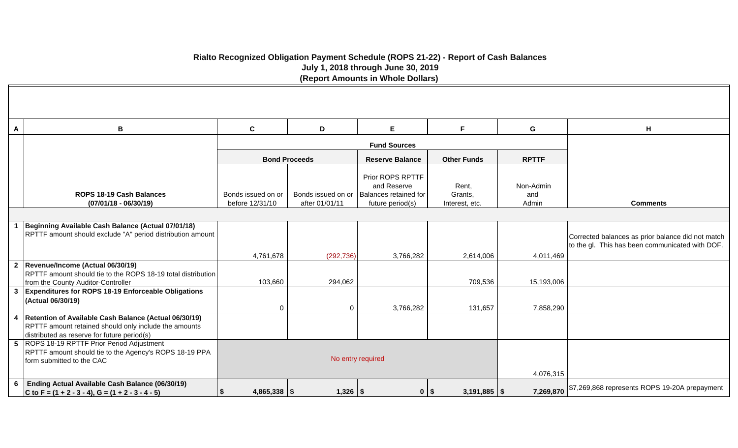# Rialto Recognized Obligation Payment Schedule (ROPS 21-22) - Report of Cash Balances
## July 1, 2018 through June 30, 2019
### (Report Amounts in Whole Dollars)

| A | B | C | D | E | F | G | H |
|---|---|---|---|---|---|---|---|
| | | Fund Sources | | | | | |
| | | Bond Proceeds | | Reserve Balance | Other Funds | RPTTF | |
| | **ROPS 18-19 Cash Balances (07/01/18 - 06/30/19)** | Bonds issued on or before 12/31/10 | Bonds issued on or after 01/01/11 | Prior ROPS RPTTF and Reserve Balances retained for future period(s) | Rent, Grants, Interest, etc. | Non-Admin and Admin | **Comments** |
| 1 | **Beginning Available Cash Balance (Actual 07/01/18)** RPTTF amount should exclude "A" period distribution amount | 4,761,678 | (292,736) | 3,766,282 | 2,614,006 | 4,011,469 | Corrected balances as prior balance did not match to the gl. This has been communicated with DOF. |
| 2 | **Revenue/Income (Actual 06/30/19)** RPTTF amount should tie to the ROPS 18-19 total distribution from the County Auditor-Controller | 103,660 | 294,062 | | 709,536 | 15,193,006 | |
| 3 | **Expenditures for ROPS 18-19 Enforceable Obligations (Actual 06/30/19)** | 0 | 0 | 3,766,282 | 131,657 | 7,858,290 | |
| 4 | **Retention of Available Cash Balance (Actual 06/30/19)** RPTTF amount retained should only include the amounts distributed as reserve for future period(s) | | | | | | |
| 5 | ROPS 18-19 RPTTF Prior Period Adjustment RPTTF amount should tie to the Agency's ROPS 18-19 PPA form submitted to the CAC | No entry required | | | | 4,076,315 | |
| 6 | **Ending Actual Available Cash Balance (06/30/19) C to F = (1 + 2 - 3 - 4), G = (1 + 2 - 3 - 4 - 5)** | **$ 4,865,338** | **$ 1,326** | **$ 0** | **$ 3,191,885** | **$ 7,269,870** | $7,269,868 represents ROPS 19-20A prepayment |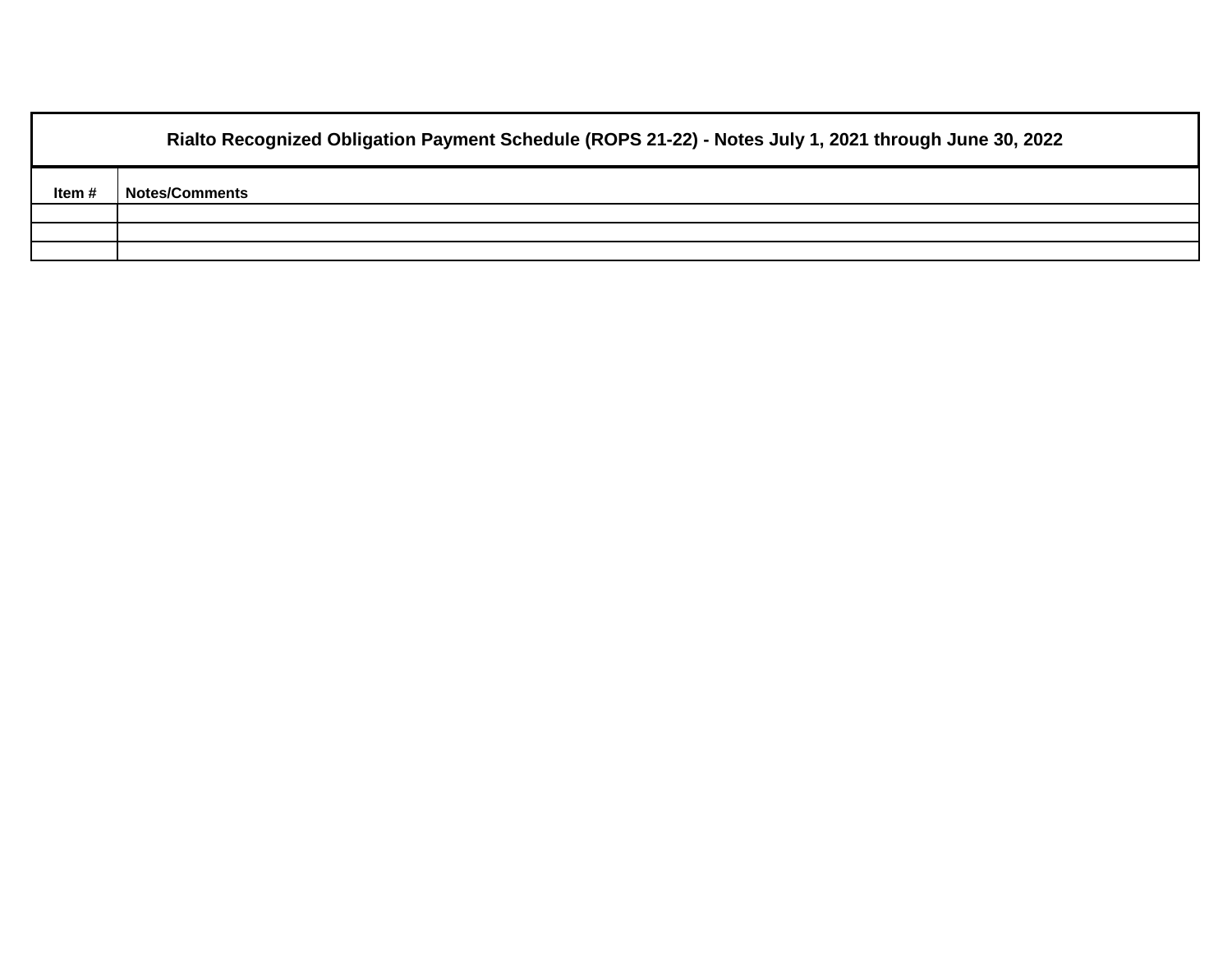| Rialto Recognized Obligation Payment Schedule (ROPS 21-22) - Notes July 1, 2021 through June 30, 2022 | |
|---|---|
| **Item #** | **Notes/Comments** |
| | |
| | |
| | |